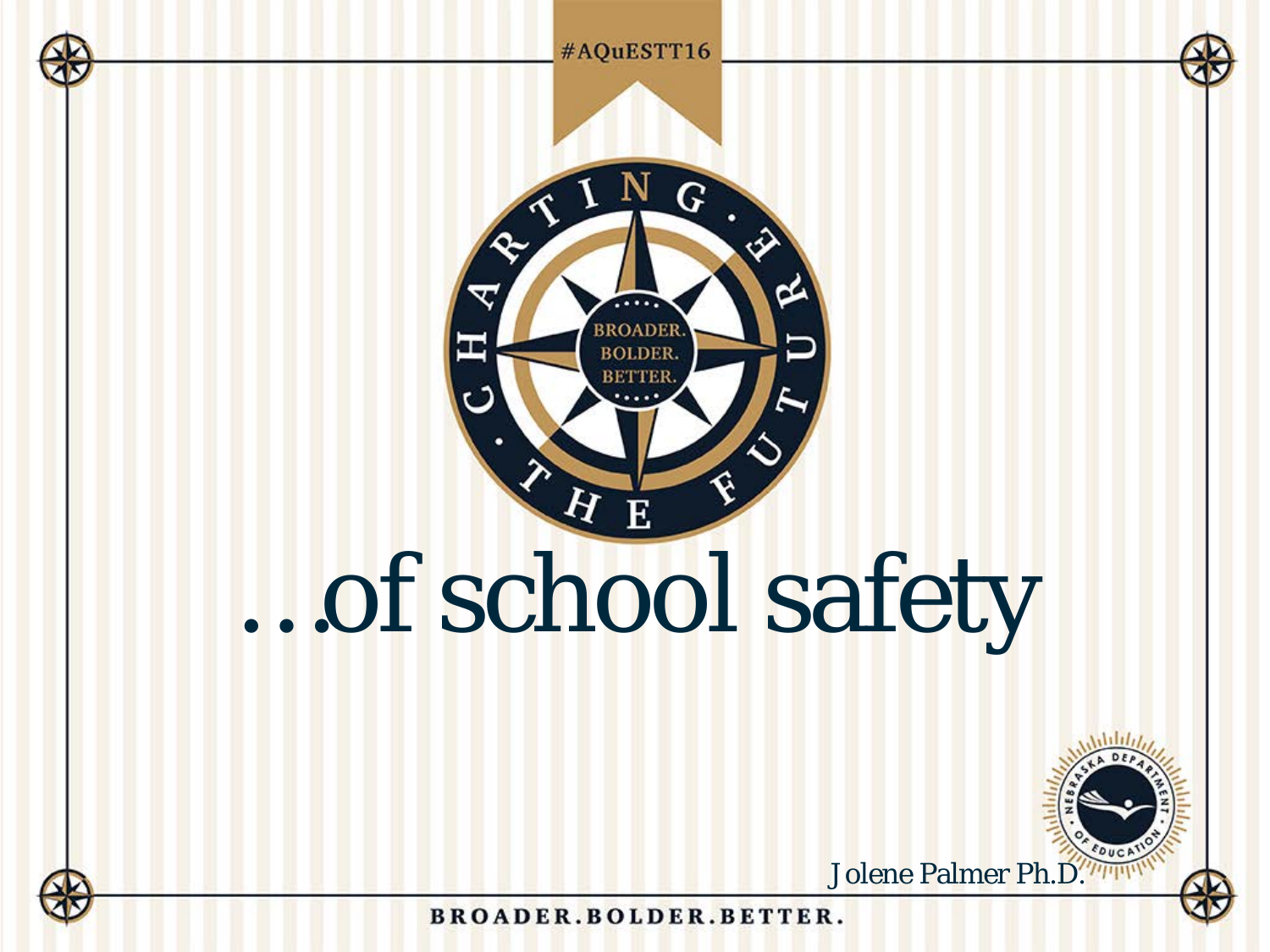#AQuESTT16

CHARTING THE FUTURE

BROADER. BOLDER. BETTER.

# …of school safety

Jolene Palmer Ph.D.

NEBRASKA DEPARTMENT OF EDUCATION

BROADER.BOLDER.BETTER.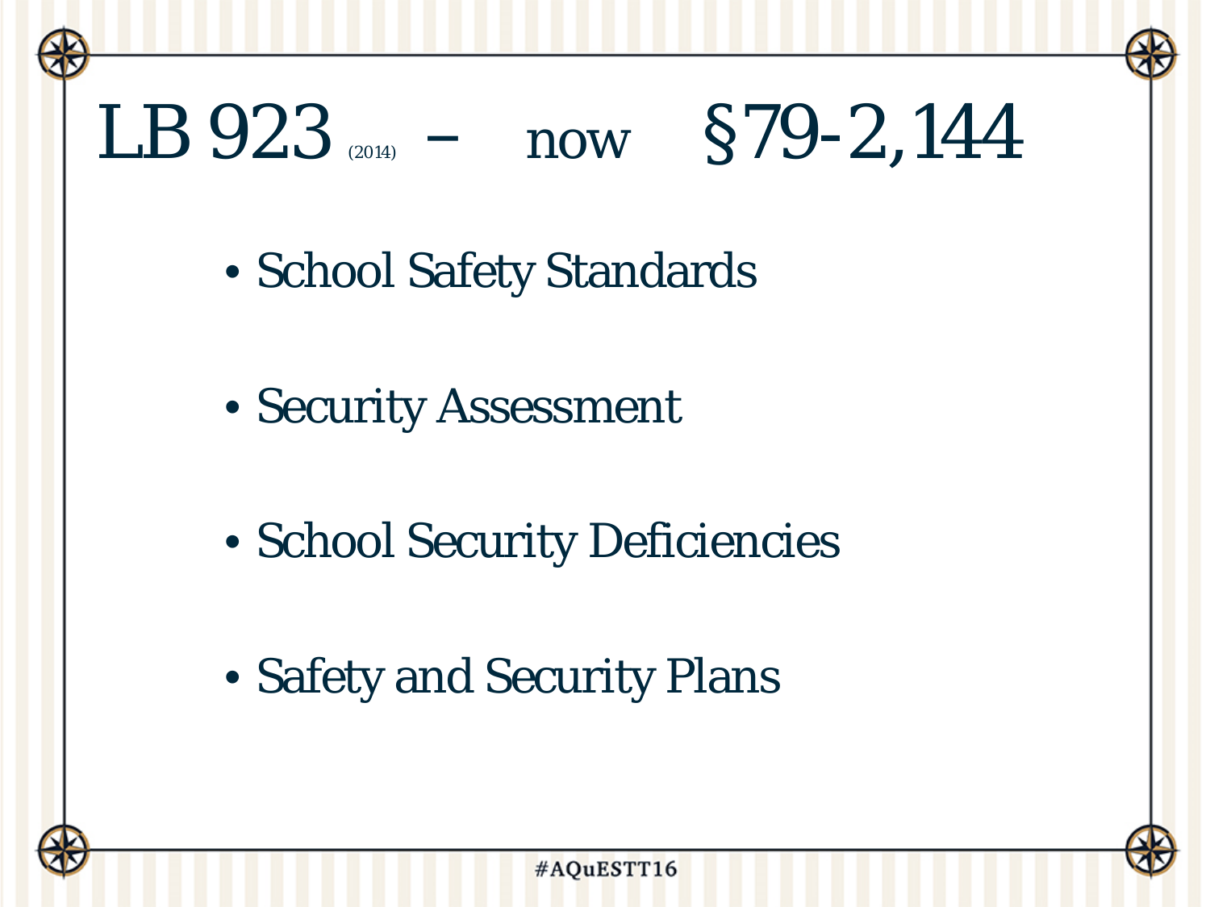# LB 923 (2014) – now §79-2,144

- School Safety Standards
- Security Assessment
- School Security Deficiencies
- Safety and Security Plans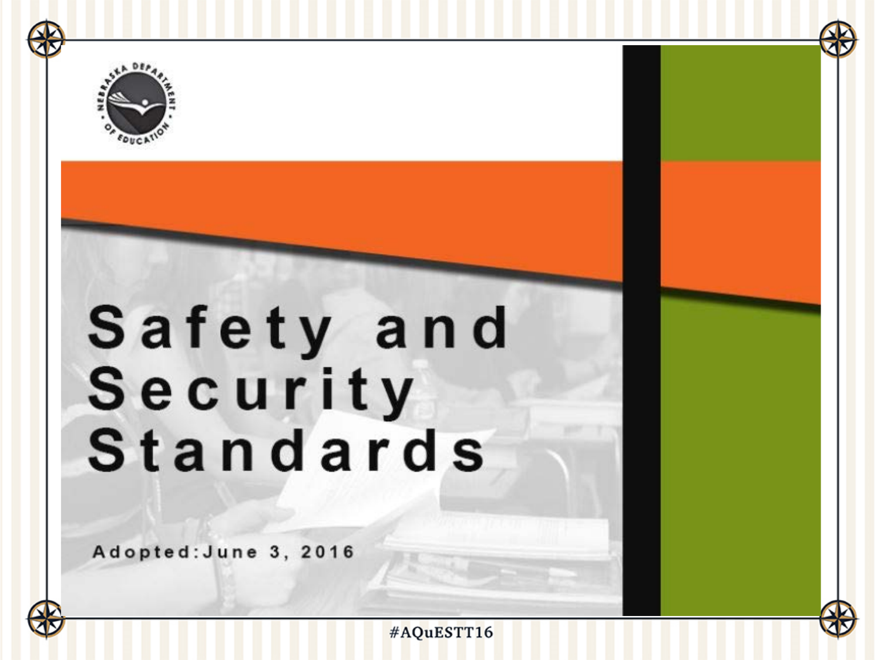# Safety and Security Standards

Adopted: June 3, 2016

#AQuESTT16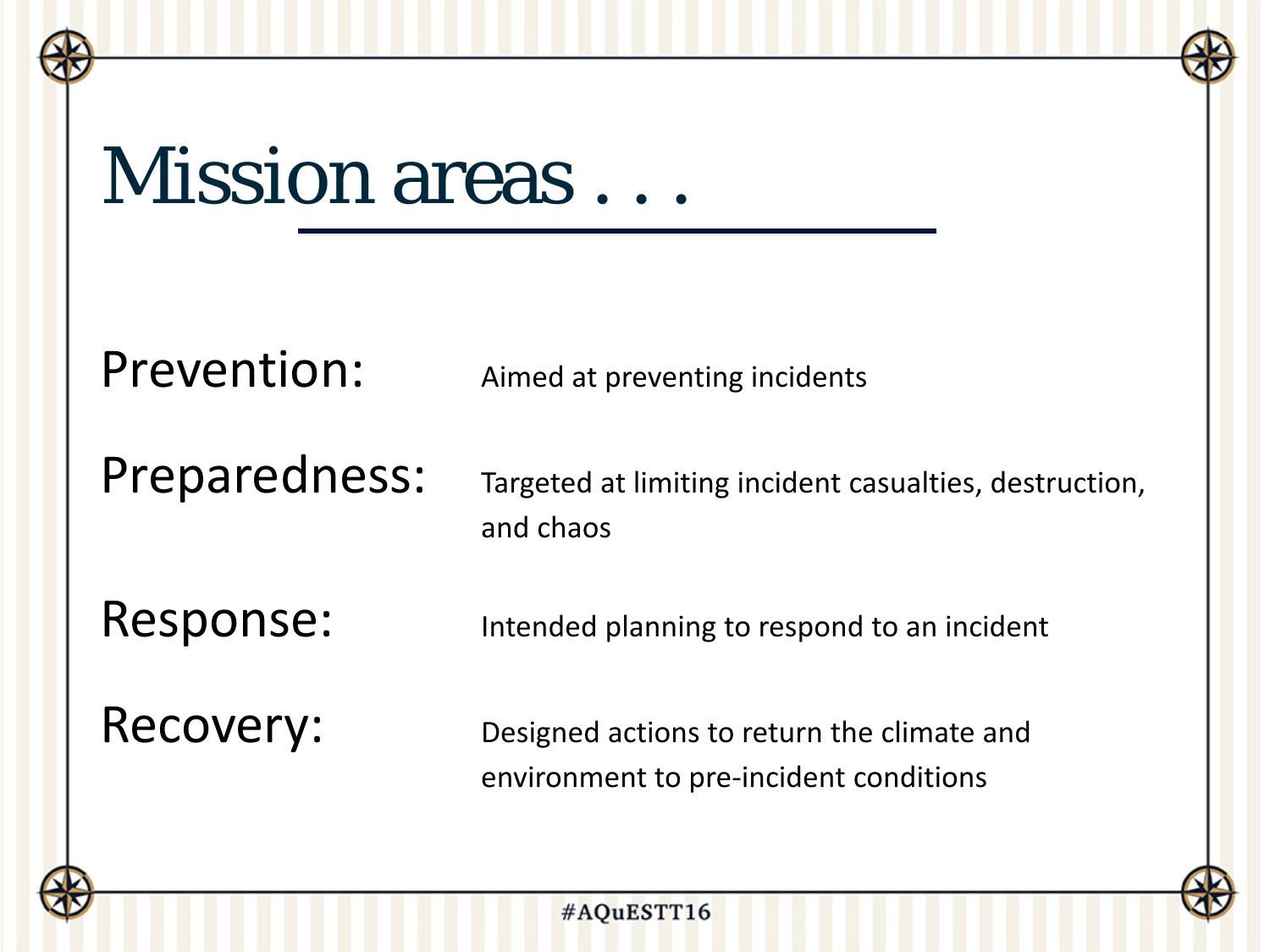# Mission areas . . .

**Prevention:** Aimed at preventing incidents

**Preparedness:** Targeted at limiting incident casualties, destruction, and chaos

**Response:** Intended planning to respond to an incident

**Recovery:** Designed actions to return the climate and environment to pre-incident conditions

#AQuESTT16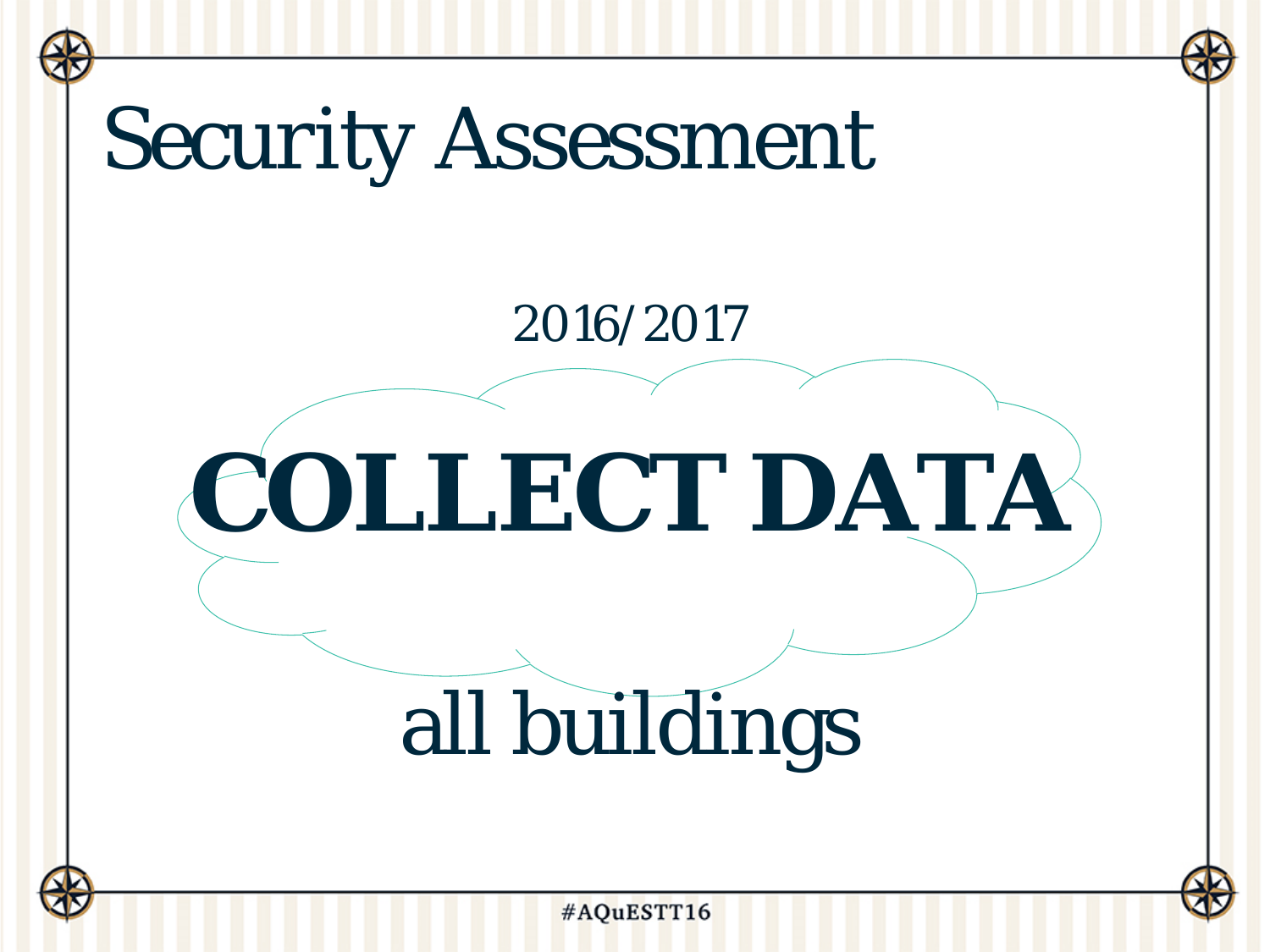# Security Assessment

2016/2017

**COLLECT DATA**

all buildings

#AQuESTT16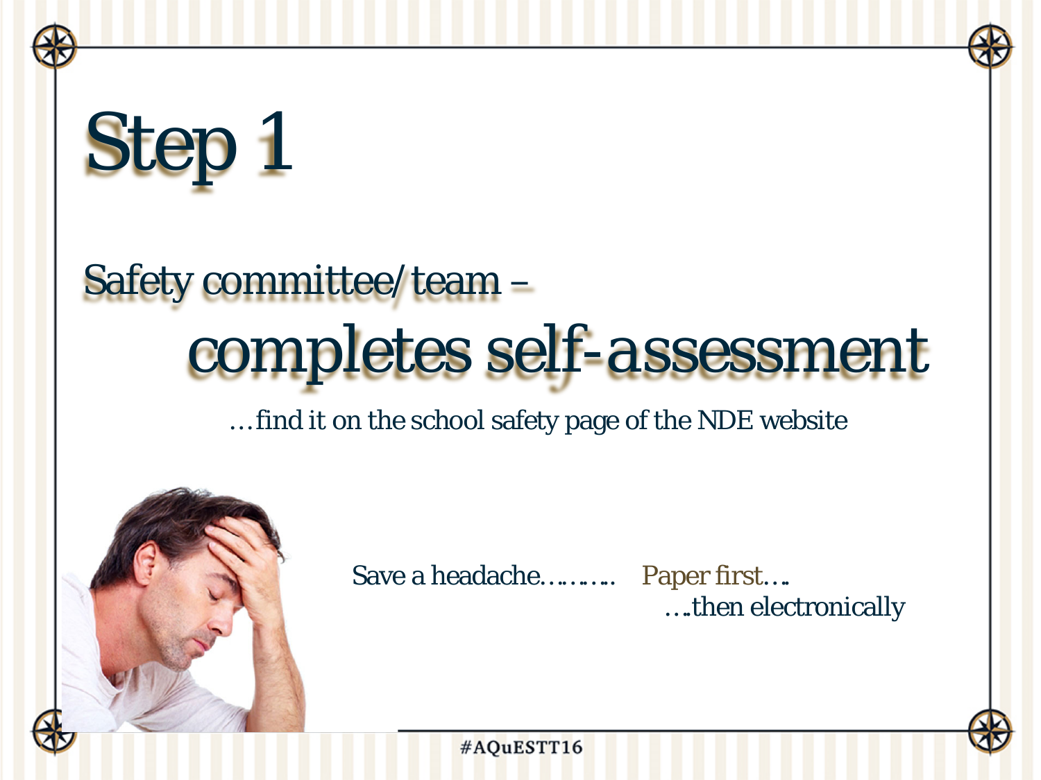# Step 1

## Safety committee/team –

## completes self-assessment

…find it on the school safety page of the NDE website

Save a headache………. Paper first….
….then electronically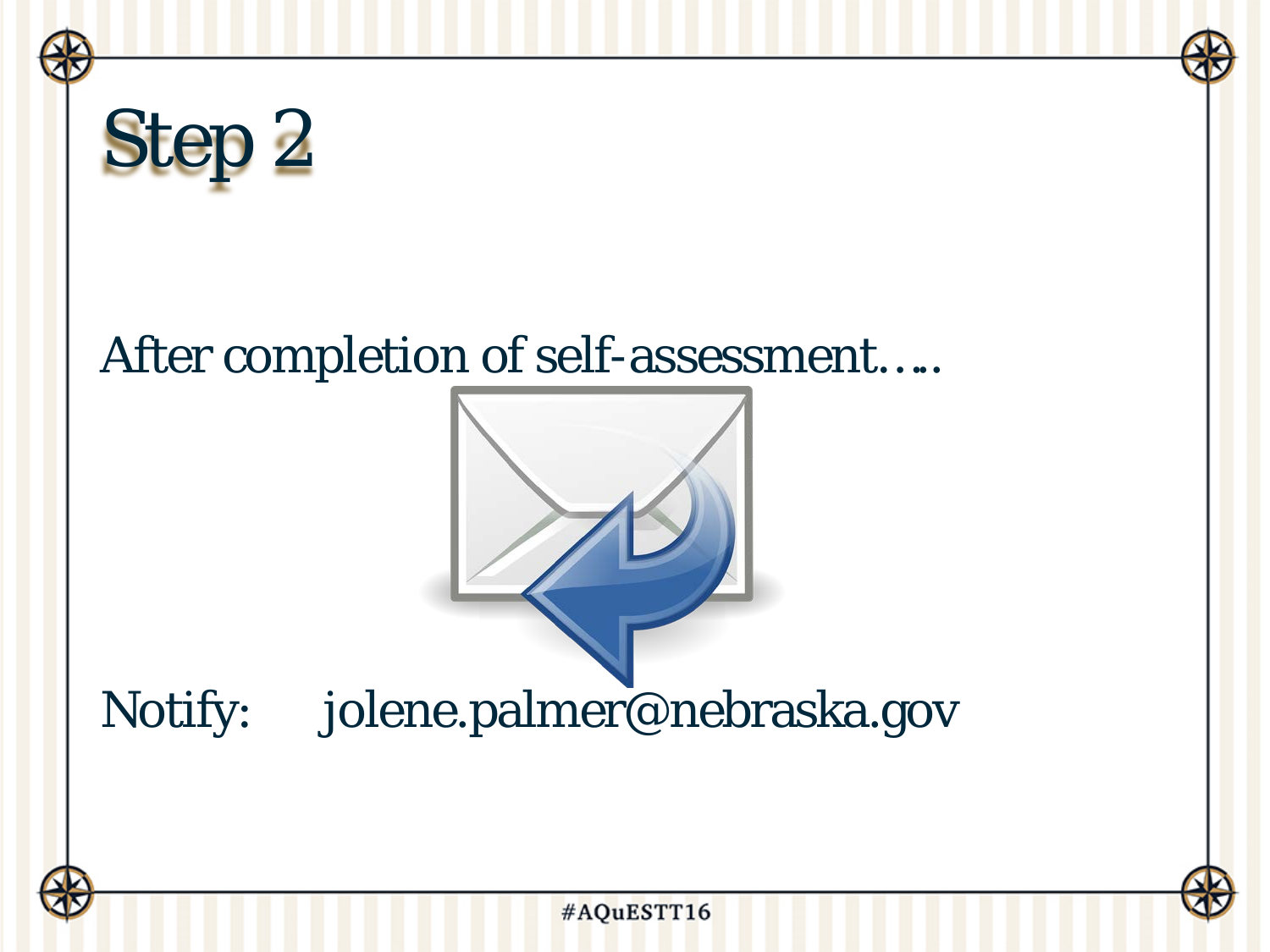# Step 2

After completion of self-assessment…..

Notify: jolene.palmer@nebraska.gov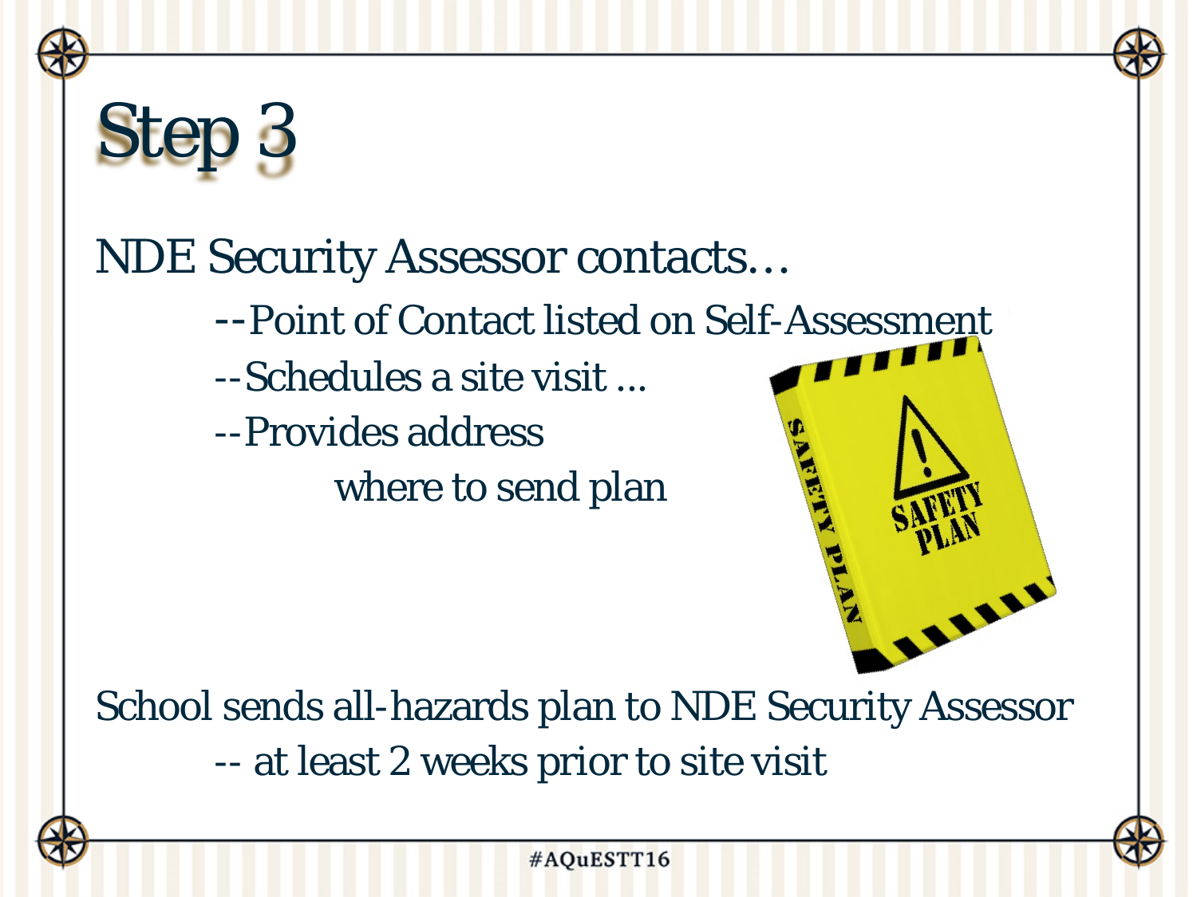# Step 3

NDE Security Assessor contacts…

--Point of Contact listed on Self-Assessment

--Schedules a site visit ...

--Provides address where to send plan

School sends all-hazards plan to NDE Security Assessor

-- at least 2 weeks prior to site visit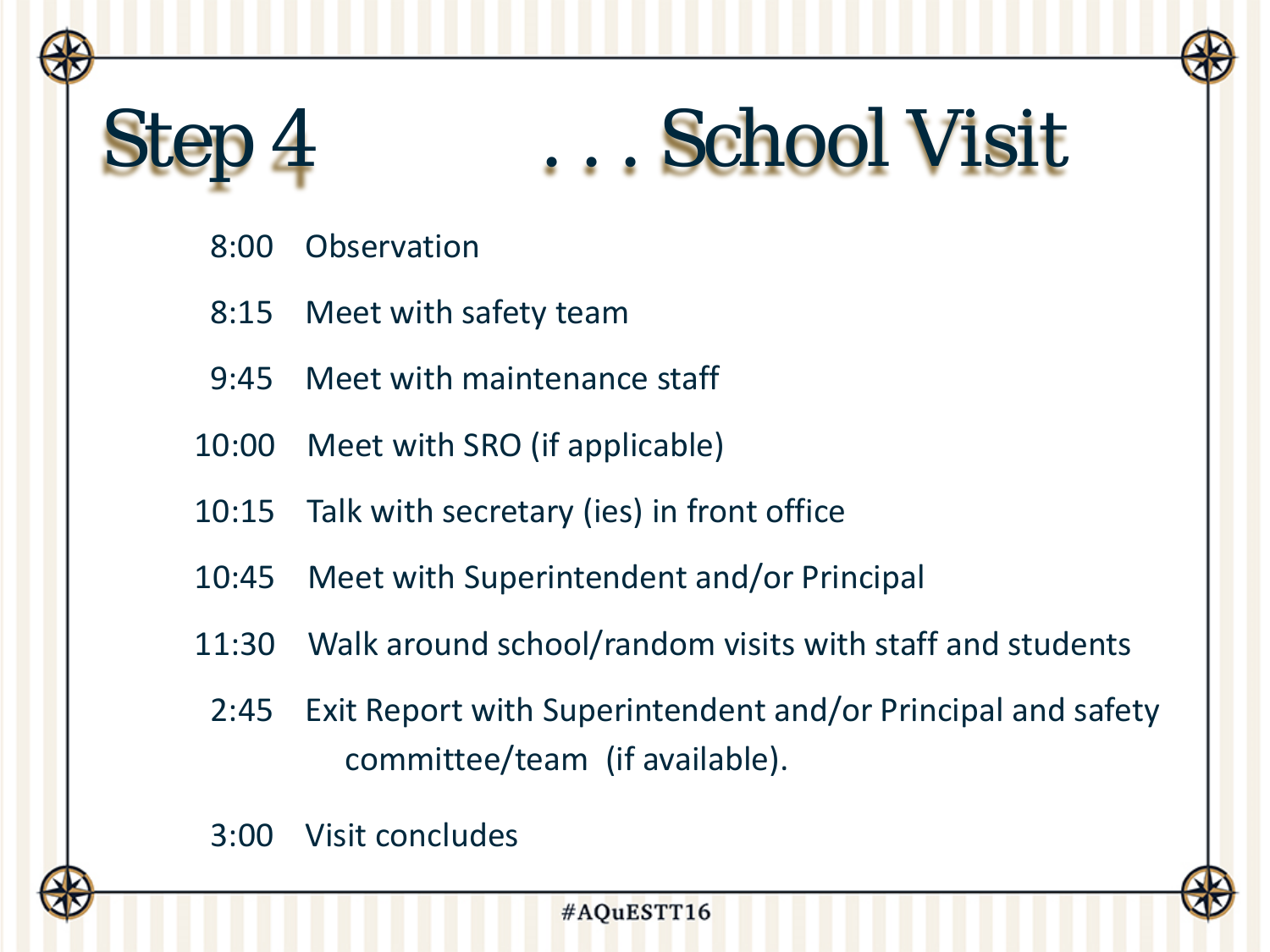# Step 4 . . . School Visit

- 8:00 Observation
- 8:15 Meet with safety team
- 9:45 Meet with maintenance staff
- 10:00 Meet with SRO (if applicable)
- 10:15 Talk with secretary (ies) in front office
- 10:45 Meet with Superintendent and/or Principal
- 11:30 Walk around school/random visits with staff and students
- 2:45 Exit Report with Superintendent and/or Principal and safety committee/team (if available).
- 3:00 Visit concludes

#AQuESTT16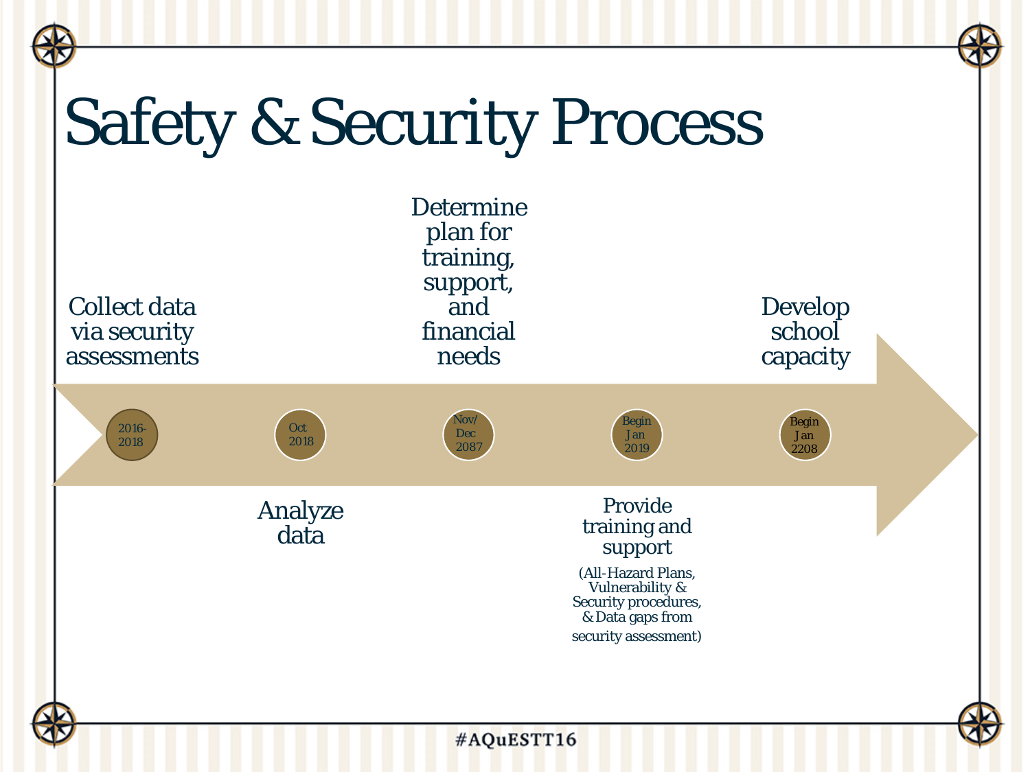# Safety & Security Process

- **2016-2018** — Collect data via security assessments
- **Oct 2018** — Analyze data
- **Nov/Dec 2087** — Determine plan for training, support, and financial needs
- **Begin Jan 2019** — Provide training and support (All-Hazard Plans, Vulnerability & Security procedures, & Data gaps from security assessment)
- **Begin Jan 2208** — Develop school capacity

#AQuESTT16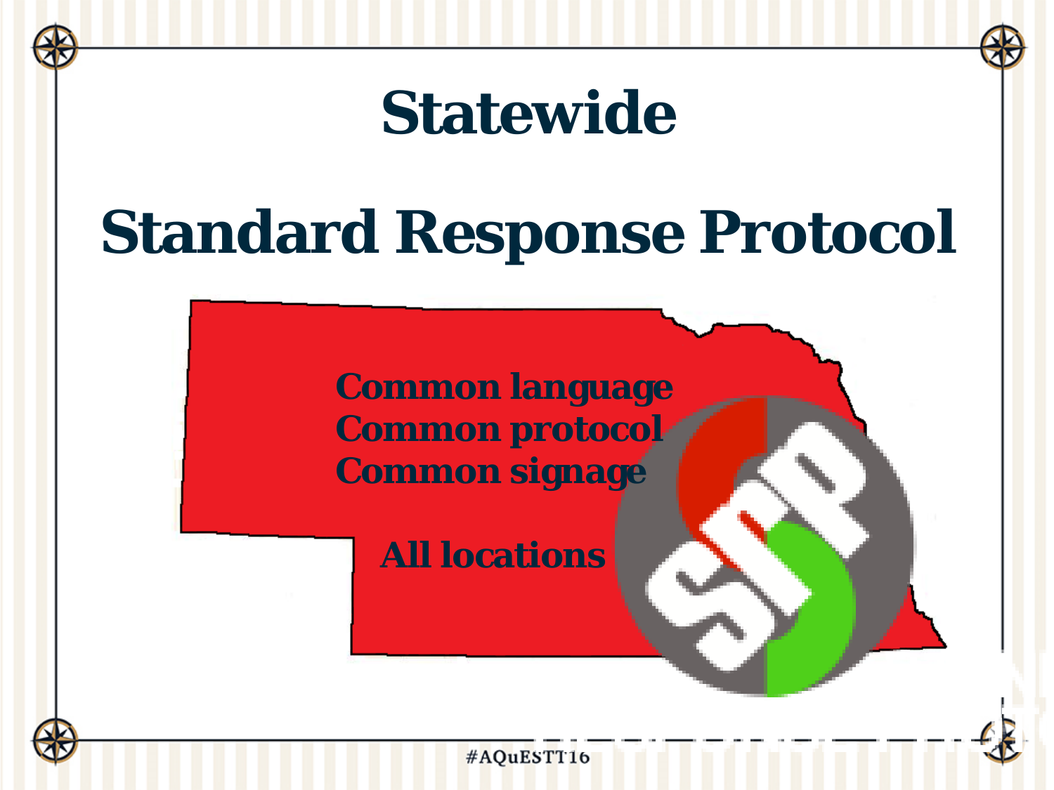# Statewide

# Standard Response Protocol

**Common language**
**Common protocol**
**Common signage**

**All locations**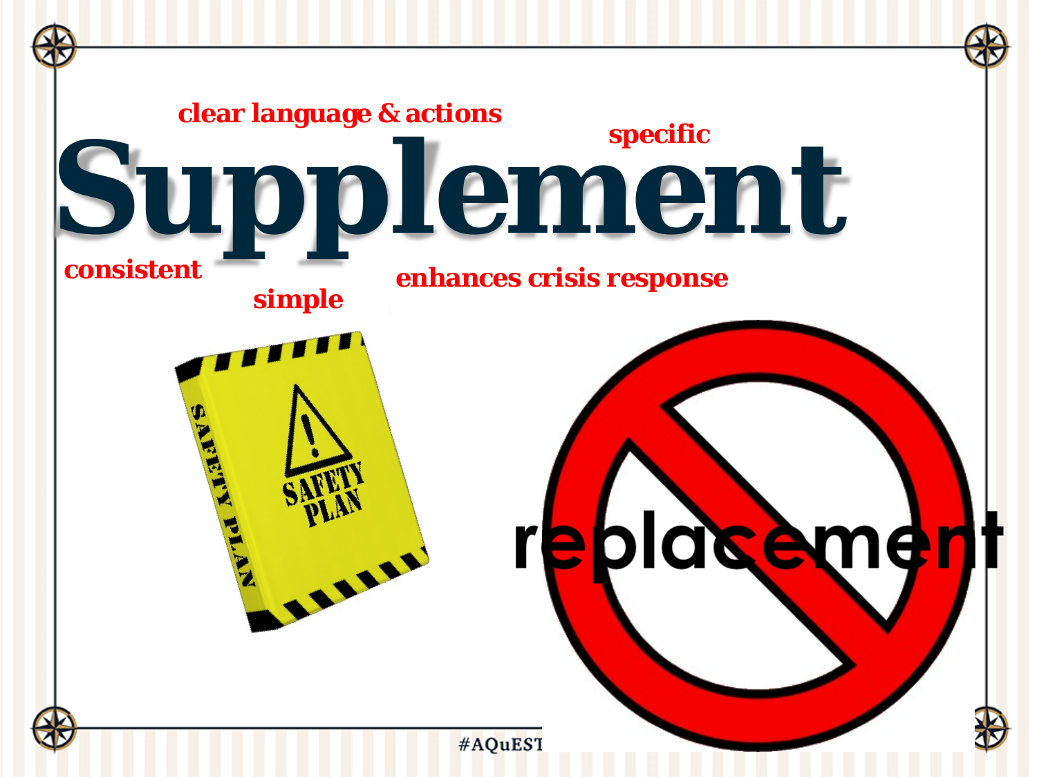clear language & actions

specific

# Supplement

consistent

simple

enhances crisis response

SAFETY PLAN

replacement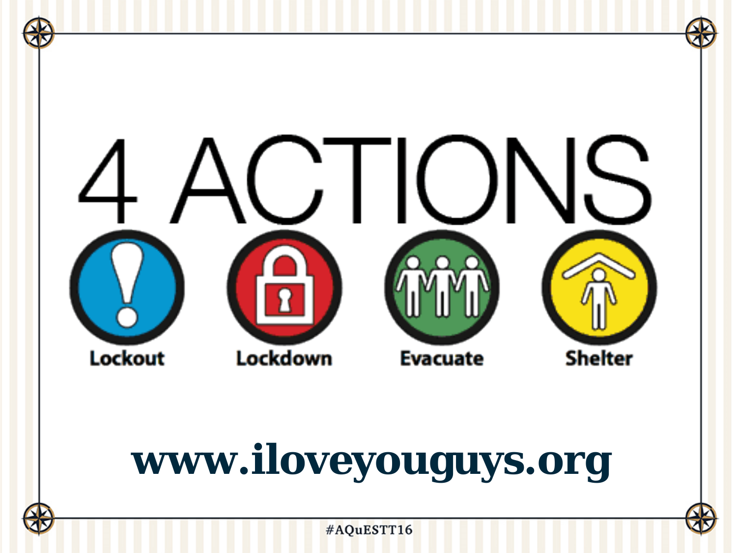# 4 ACTIONS

Lockout

Lockdown

Evacuate

Shelter

**www.iloveyouguys.org**

#AQuESTT16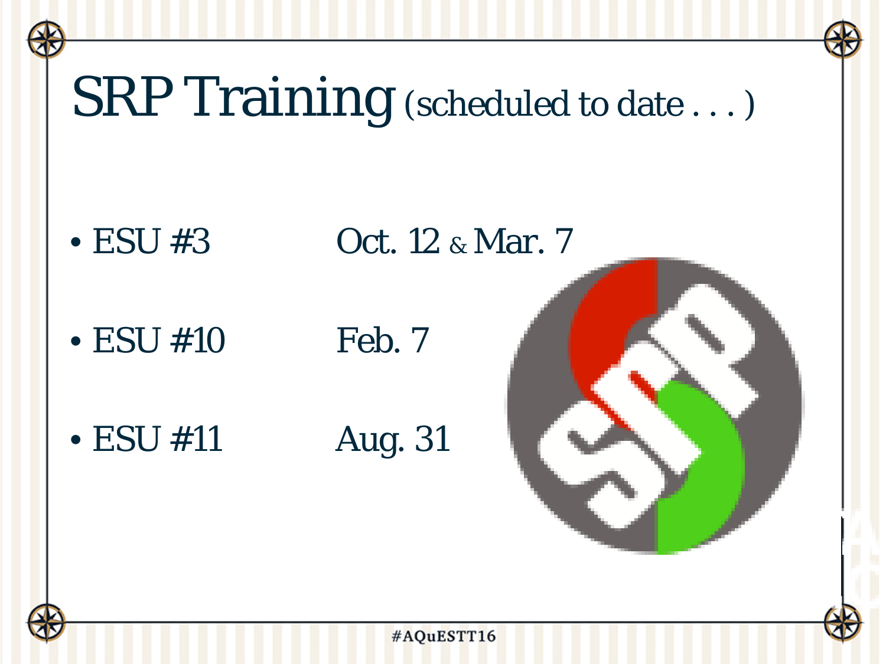# SRP Training (scheduled to date . . . )

- ESU #3 Oct. 12 & Mar. 7
- ESU #10 Feb. 7
- ESU #11 Aug. 31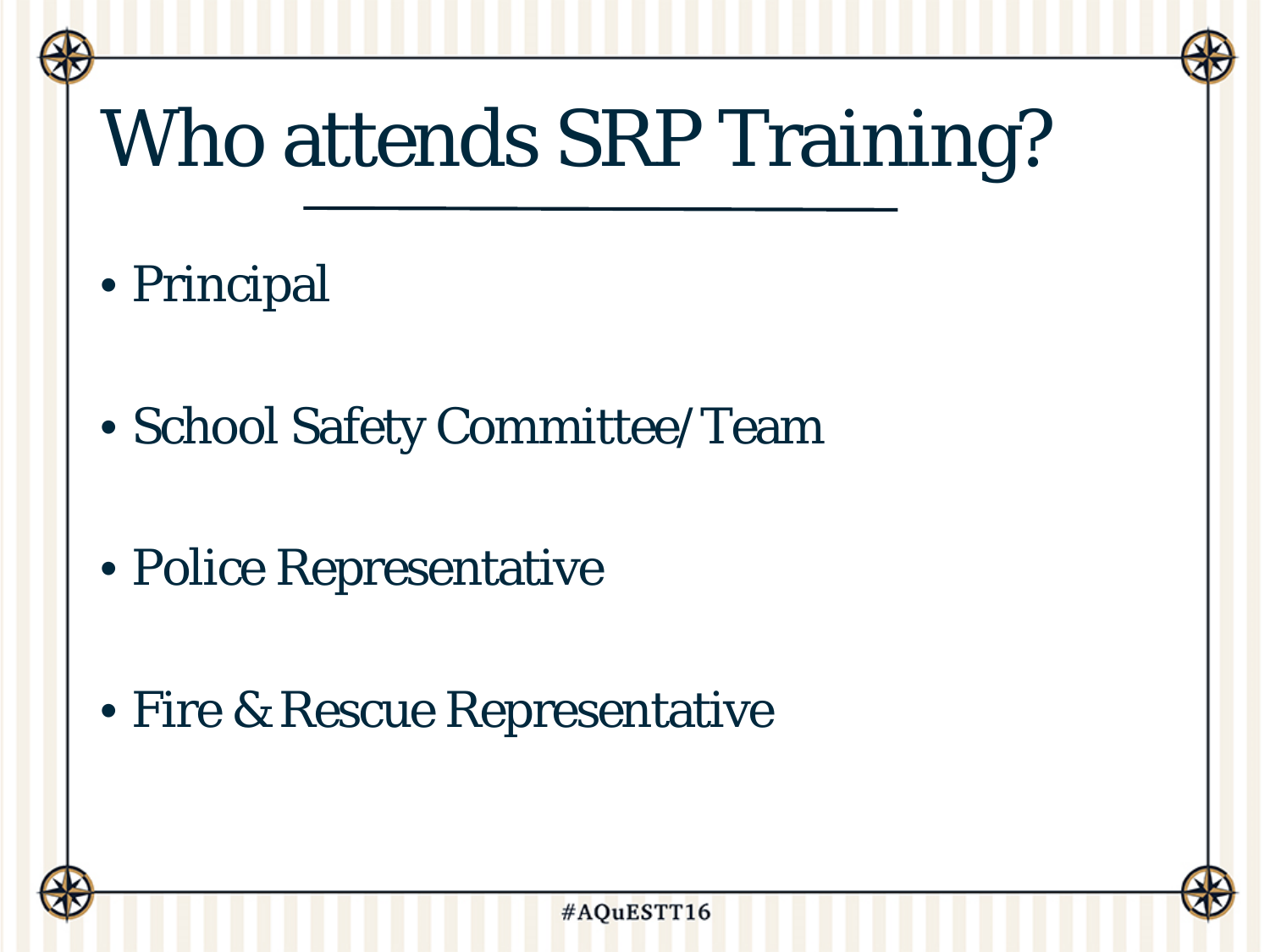# Who attends SRP Training?

- Principal
- School Safety Committee/Team
- Police Representative
- Fire & Rescue Representative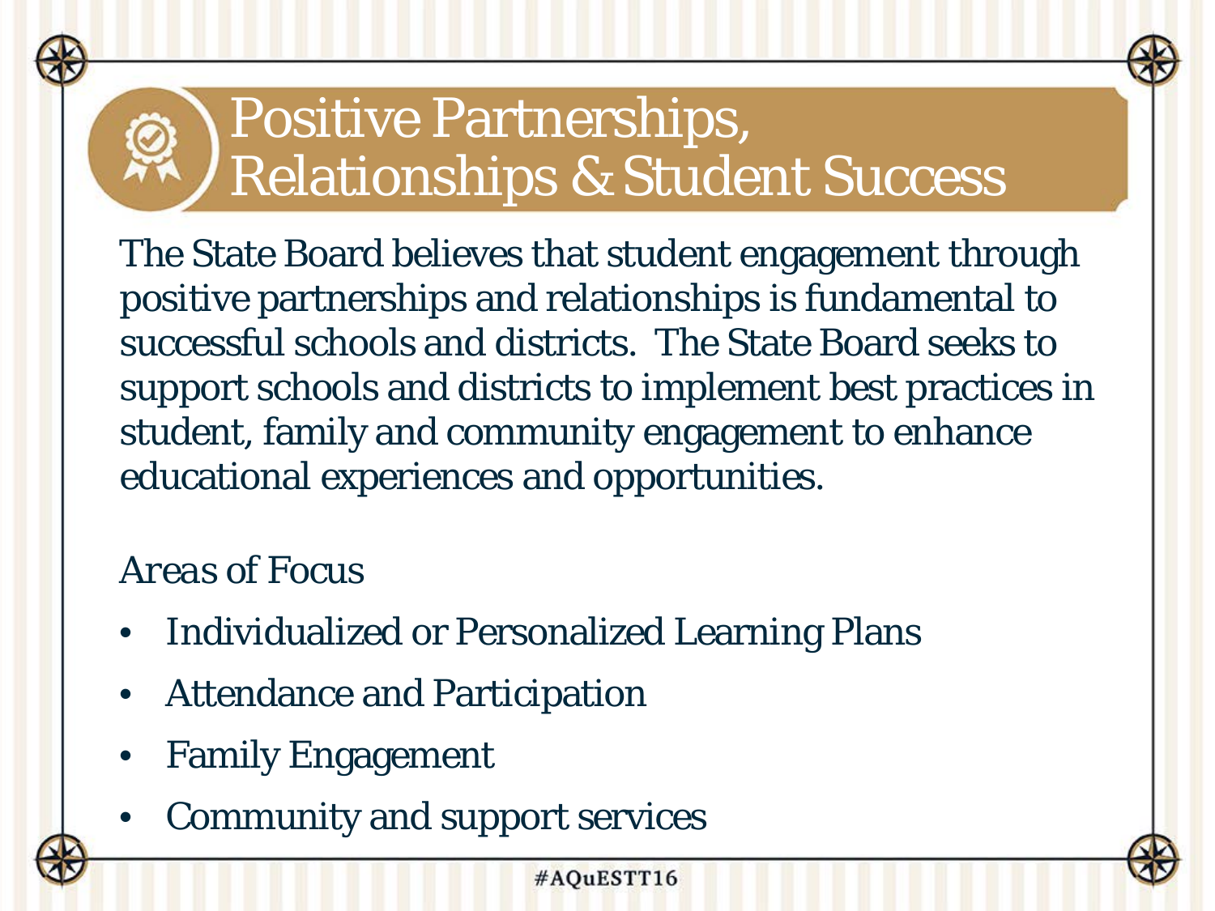# Positive Partnerships, Relationships & Student Success

The State Board believes that student engagement through positive partnerships and relationships is fundamental to successful schools and districts. The State Board seeks to support schools and districts to implement best practices in student, family and community engagement to enhance educational experiences and opportunities.

*Areas of Focus*

- Individualized or Personalized Learning Plans
- Attendance and Participation
- Family Engagement
- Community and support services

#AQuESTT16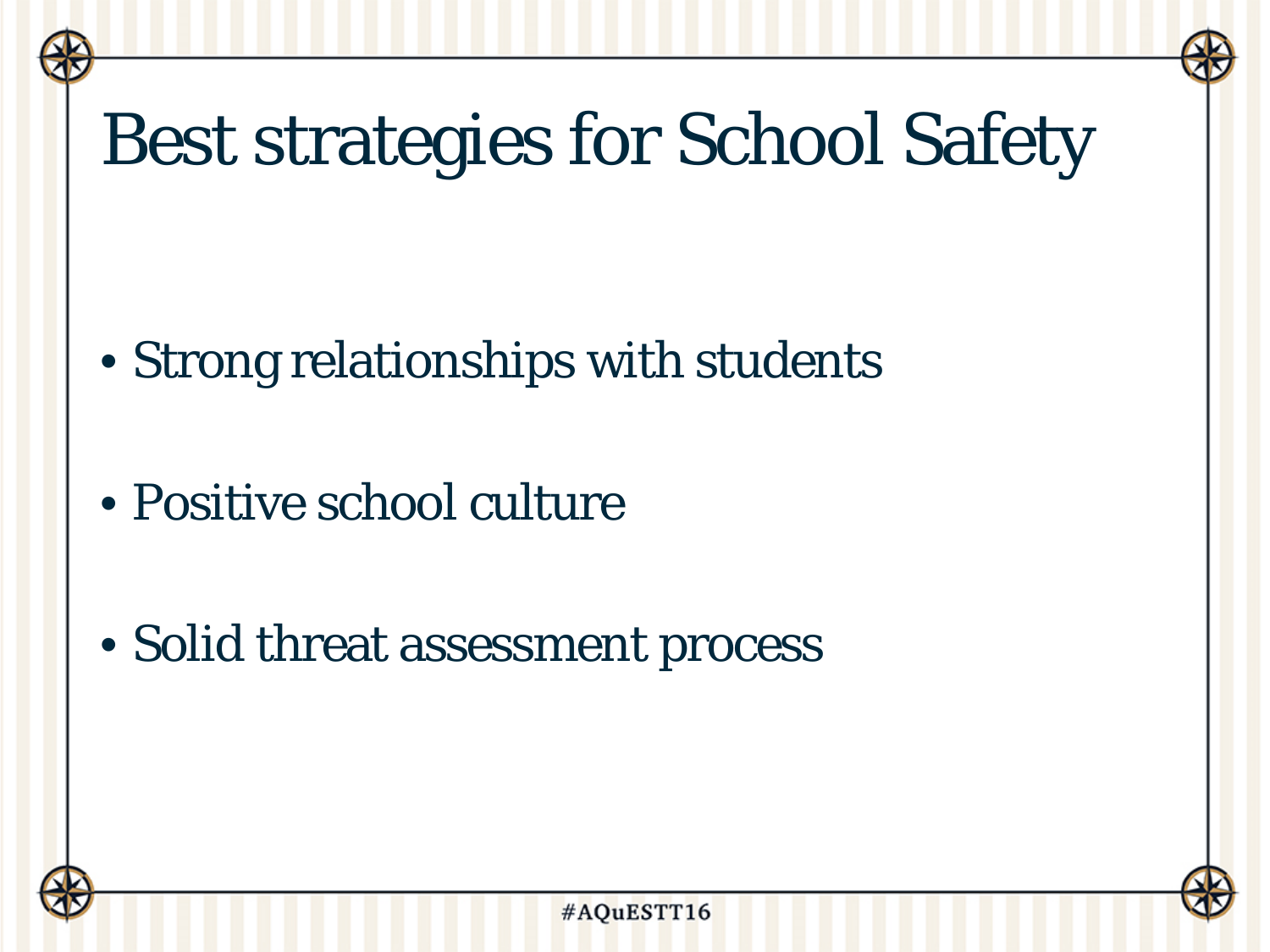# Best strategies for School Safety

- Strong relationships with students
- Positive school culture
- Solid threat assessment process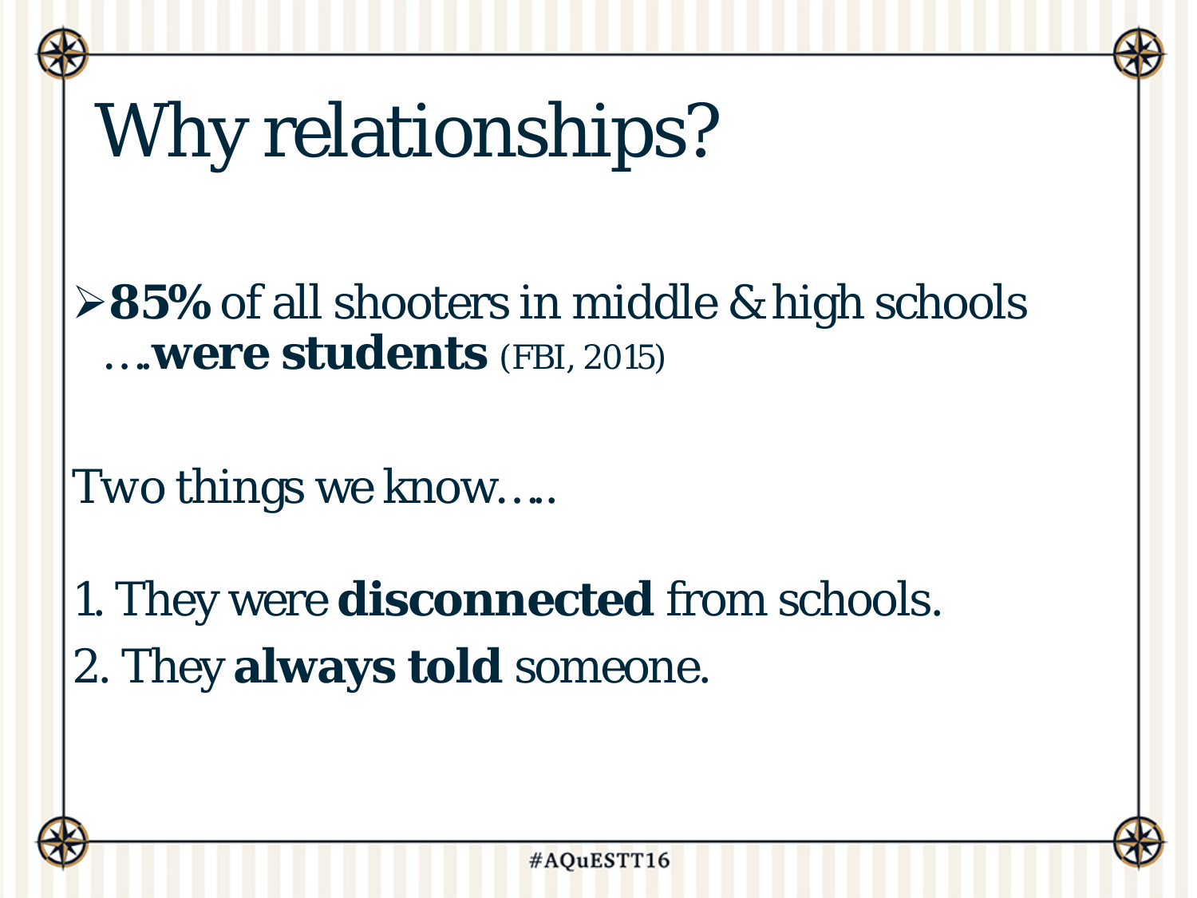# Why relationships?

- **85%** of all shooters in middle & high schools ….**were students** (FBI, 2015)

Two things we know…..

1. They were **disconnected** from schools.
2. They **always told** someone.

#AQuESTT16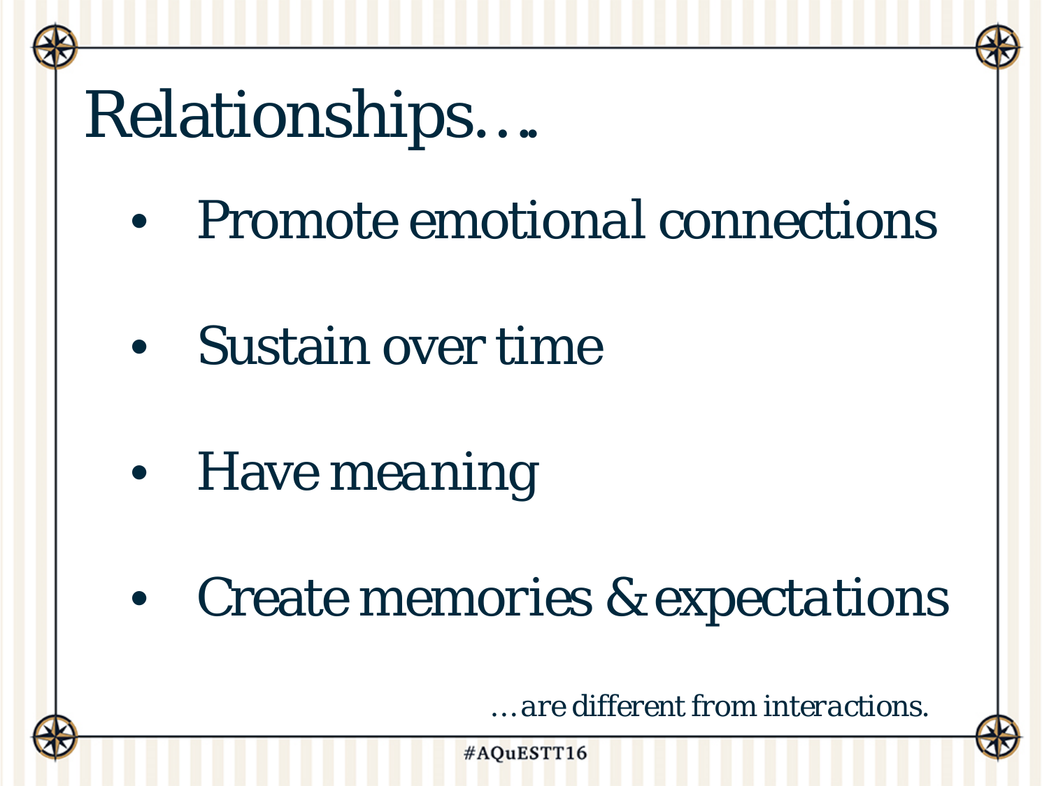# Relationships….

- Promote emotional connections
- Sustain over time
- Have meaning
- Create memories & expectations

*…are different from interactions.*

#AQuESTT16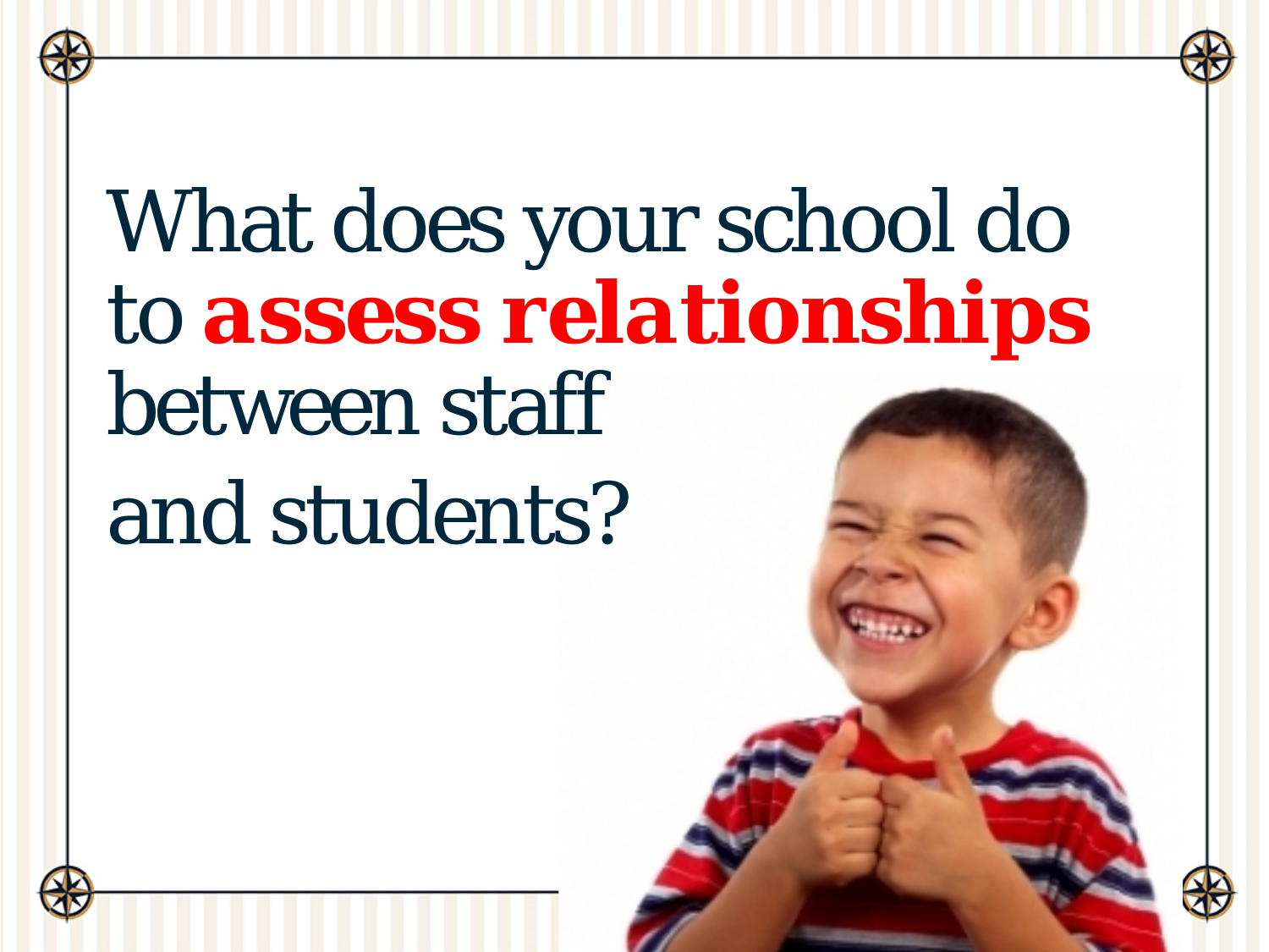# What does your school do to **assess relationships** between staff and students?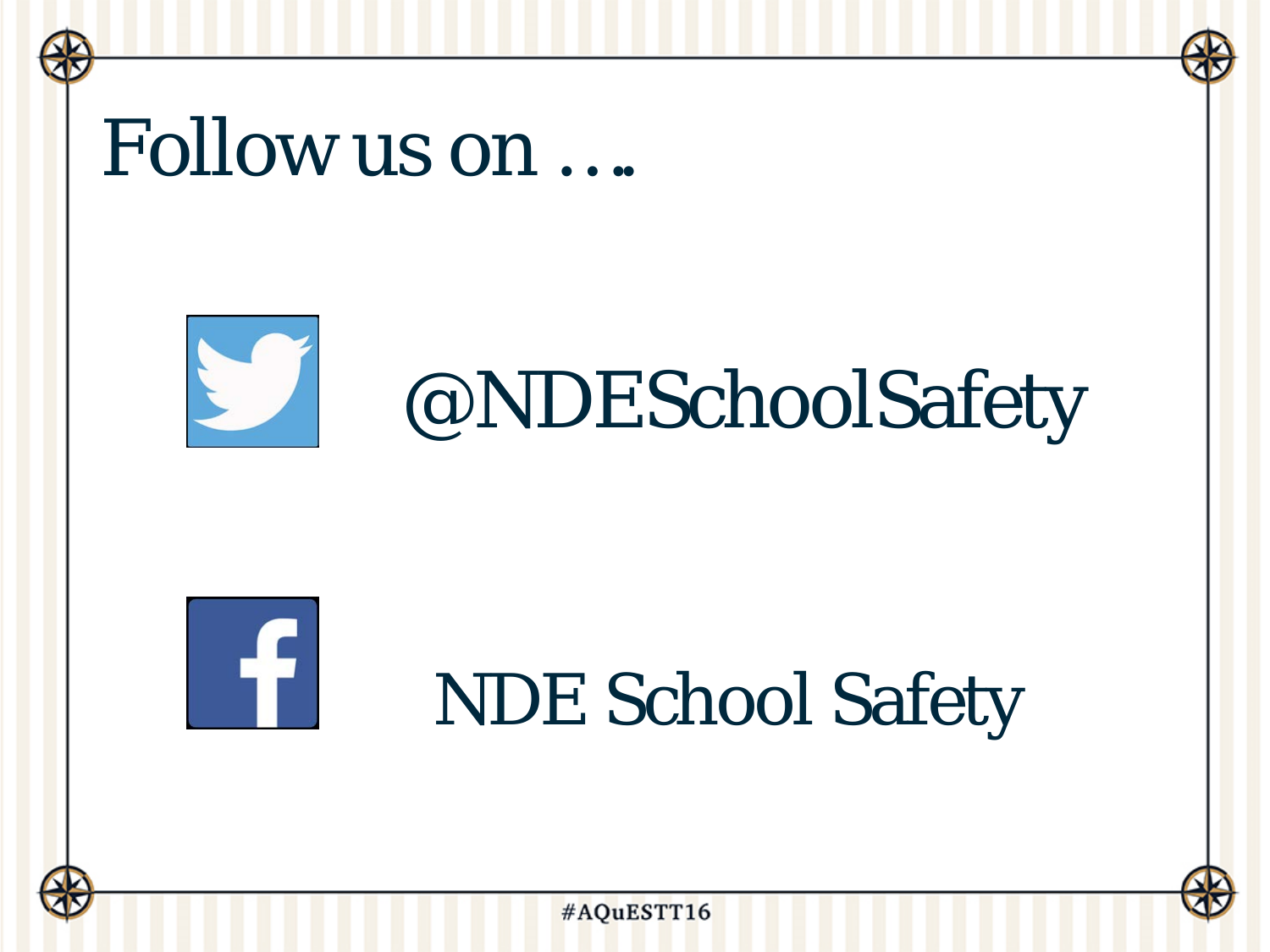# Follow us on ….

@NDESchoolSafety

NDE School Safety

#AQuESTT16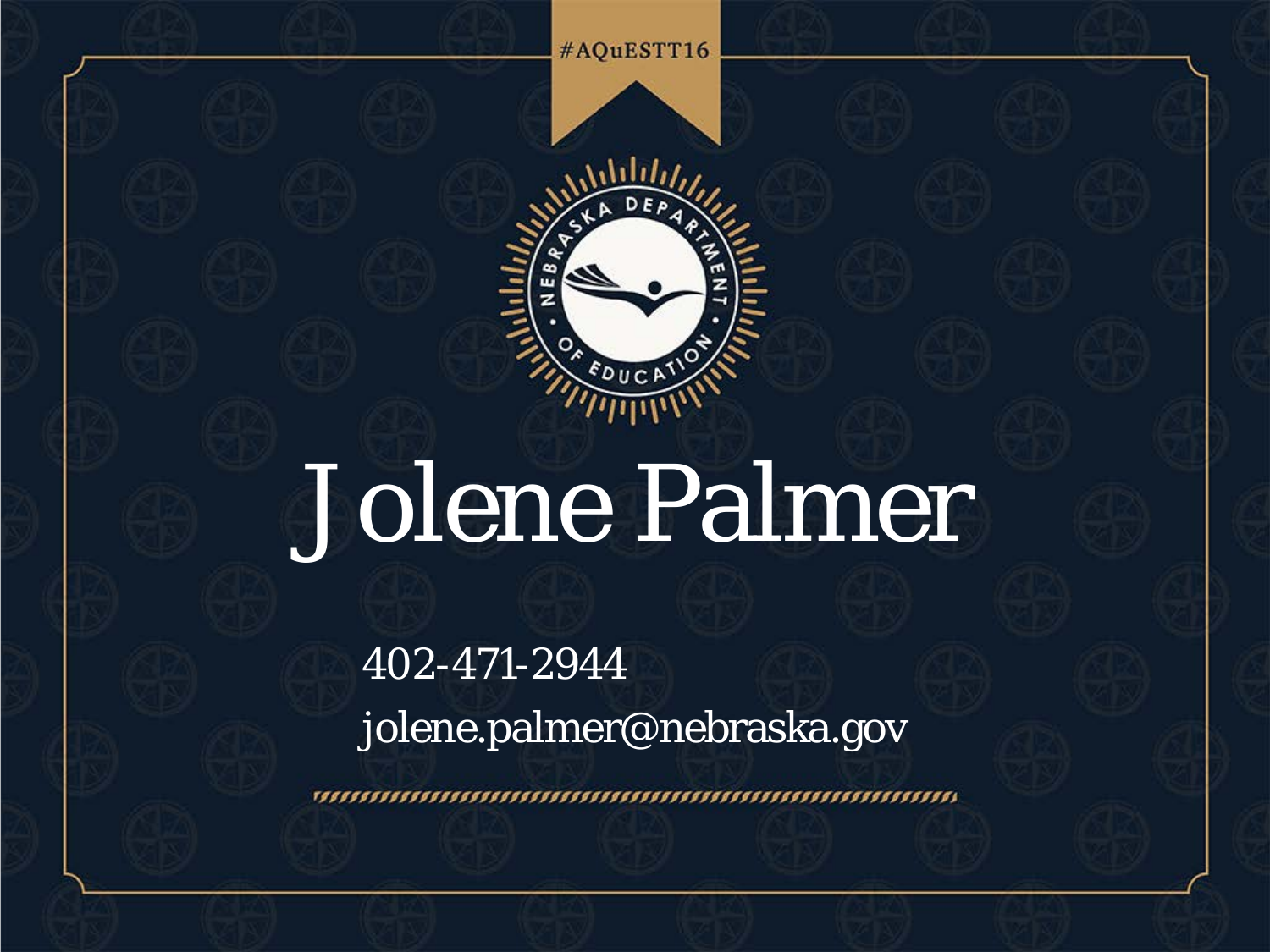#AQuESTT16

NEBRASKA DEPARTMENT OF EDUCATION

# Jolene Palmer

402-471-2944

jolene.palmer@nebraska.gov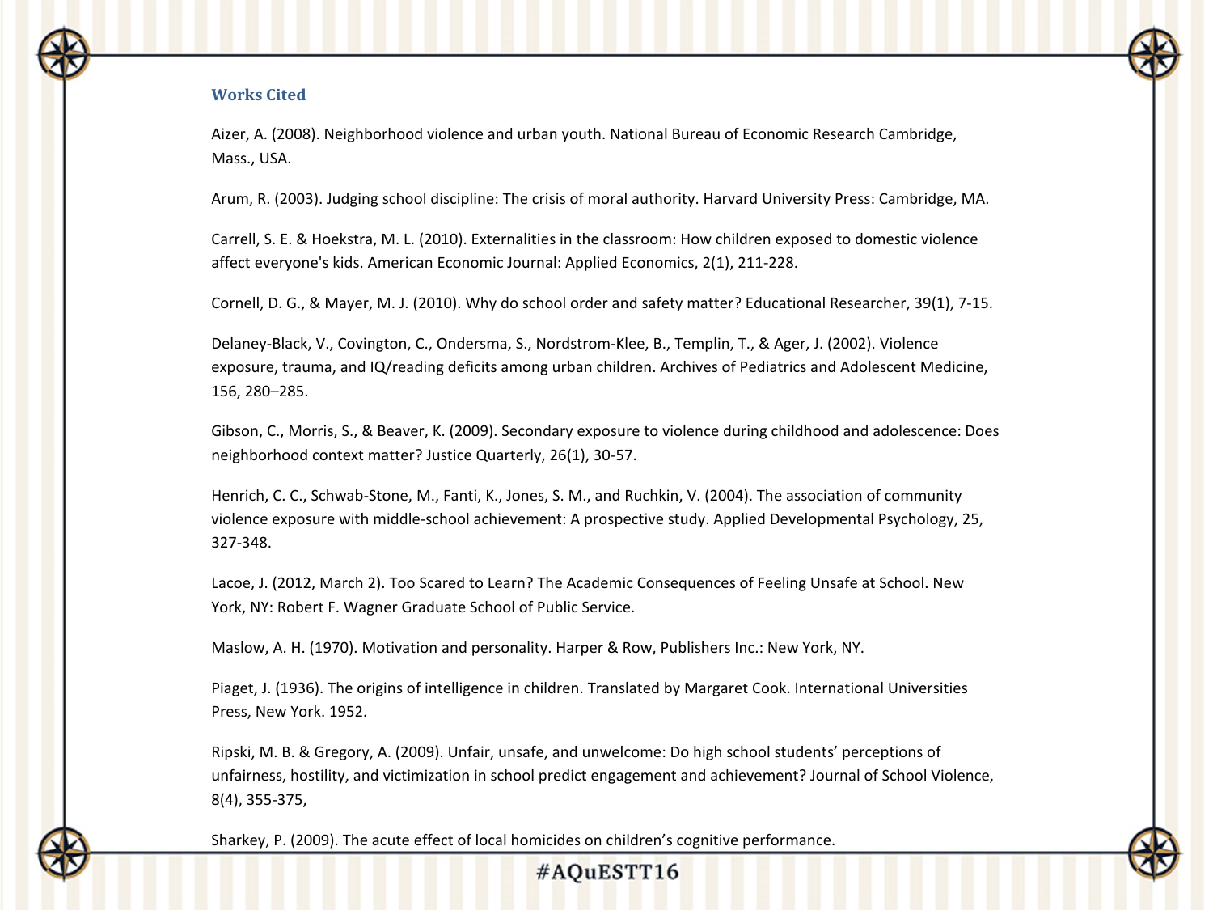## Works Cited

Aizer, A. (2008). Neighborhood violence and urban youth. National Bureau of Economic Research Cambridge, Mass., USA.

Arum, R. (2003). Judging school discipline: The crisis of moral authority. Harvard University Press: Cambridge, MA.

Carrell, S. E. & Hoekstra, M. L. (2010). Externalities in the classroom: How children exposed to domestic violence affect everyone's kids. American Economic Journal: Applied Economics, 2(1), 211-228.

Cornell, D. G., & Mayer, M. J. (2010). Why do school order and safety matter? Educational Researcher, 39(1), 7-15.

Delaney-Black, V., Covington, C., Ondersma, S., Nordstrom-Klee, B., Templin, T., & Ager, J. (2002). Violence exposure, trauma, and IQ/reading deficits among urban children. Archives of Pediatrics and Adolescent Medicine, 156, 280–285.

Gibson, C., Morris, S., & Beaver, K. (2009). Secondary exposure to violence during childhood and adolescence: Does neighborhood context matter? Justice Quarterly, 26(1), 30-57.

Henrich, C. C., Schwab-Stone, M., Fanti, K., Jones, S. M., and Ruchkin, V. (2004). The association of community violence exposure with middle-school achievement: A prospective study. Applied Developmental Psychology, 25, 327-348.

Lacoe, J. (2012, March 2). Too Scared to Learn? The Academic Consequences of Feeling Unsafe at School. New York, NY: Robert F. Wagner Graduate School of Public Service.

Maslow, A. H. (1970). Motivation and personality. Harper & Row, Publishers Inc.: New York, NY.

Piaget, J. (1936). The origins of intelligence in children. Translated by Margaret Cook. International Universities Press, New York. 1952.

Ripski, M. B. & Gregory, A. (2009). Unfair, unsafe, and unwelcome: Do high school students' perceptions of unfairness, hostility, and victimization in school predict engagement and achievement? Journal of School Violence, 8(4), 355-375,

Sharkey, P. (2009). The acute effect of local homicides on children's cognitive performance.